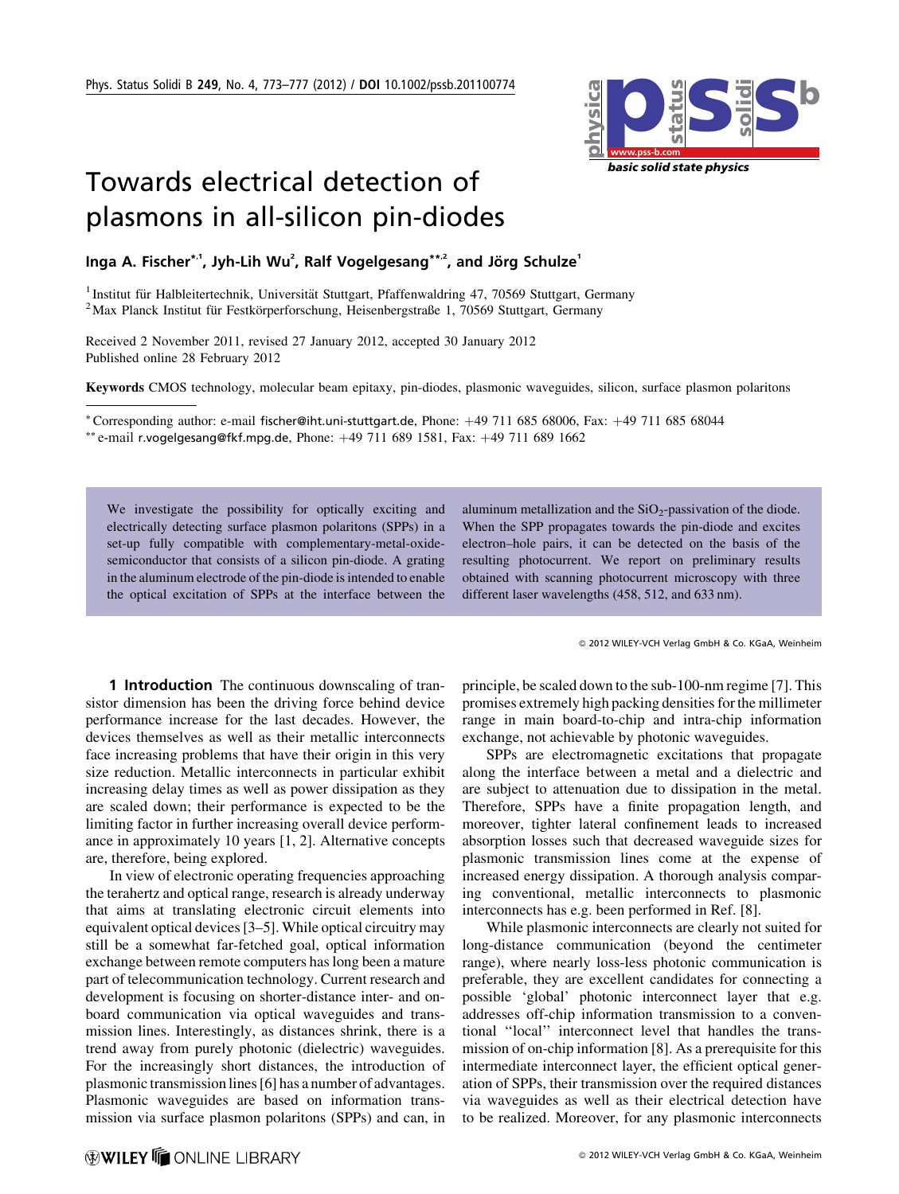# Towards electrical detection of plasmons in all-silicon pin-diodes

**Inga A. Fischer\*[,1], Jyh-Lih Wu[2], Ralf Vogelgesang\*\*[,2], and Jörg Schulze[1]**

[1] Institut für Halbleitertechnik, Universität Stuttgart, Pfaffenwaldring 47, 70569 Stuttgart, Germany
[2] Max Planck Institut für Festkörperforschung, Heisenbergstraße 1, 70569 Stuttgart, Germany

Received 2 November 2011, revised 27 January 2012, accepted 30 January 2012
Published online 28 February 2012

**Keywords** CMOS technology, molecular beam epitaxy, pin-diodes, plasmonic waveguides, silicon, surface plasmon polaritons

\* Corresponding author: e-mail fischer@iht.uni-stuttgart.de, Phone: +49 711 685 68006, Fax: +49 711 685 68044
\*\* e-mail r.vogelgesang@fkf.mpg.de, Phone: +49 711 689 1581, Fax: +49 711 689 1662

We investigate the possibility for optically exciting and electrically detecting surface plasmon polaritons (SPPs) in a set-up fully compatible with complementary-metal-oxide-semiconductor that consists of a silicon pin-diode. A grating in the aluminum electrode of the pin-diode is intended to enable the optical excitation of SPPs at the interface between the aluminum metallization and the $SiO_2$-passivation of the diode. When the SPP propagates towards the pin-diode and excites electron–hole pairs, it can be detected on the basis of the resulting photocurrent. We report on preliminary results obtained with scanning photocurrent microscopy with three different laser wavelengths (458, 512, and 633 nm).

© 2012 WILEY-VCH Verlag GmbH & Co. KGaA, Weinheim

## 1 Introduction

The continuous downscaling of transistor dimension has been the driving force behind device performance increase for the last decades. However, the devices themselves as well as their metallic interconnects face increasing problems that have their origin in this very size reduction. Metallic interconnects in particular exhibit increasing delay times as well as power dissipation as they are scaled down; their performance is expected to be the limiting factor in further increasing overall device performance in approximately 10 years [1, 2]. Alternative concepts are, therefore, being explored.

In view of electronic operating frequencies approaching the terahertz and optical range, research is already underway that aims at translating electronic circuit elements into equivalent optical devices [3–5]. While optical circuitry may still be a somewhat far-fetched goal, optical information exchange between remote computers has long been a mature part of telecommunication technology. Current research and development is focusing on shorter-distance inter- and on-board communication via optical waveguides and transmission lines. Interestingly, as distances shrink, there is a trend away from purely photonic (dielectric) waveguides. For the increasingly short distances, the introduction of plasmonic transmission lines [6] has a number of advantages. Plasmonic waveguides are based on information transmission via surface plasmon polaritons (SPPs) and can, in principle, be scaled down to the sub-100-nm regime [7]. This promises extremely high packing densities for the millimeter range in main board-to-chip and intra-chip information exchange, not achievable by photonic waveguides.

SPPs are electromagnetic excitations that propagate along the interface between a metal and a dielectric and are subject to attenuation due to dissipation in the metal. Therefore, SPPs have a finite propagation length, and moreover, tighter lateral confinement leads to increased absorption losses such that decreased waveguide sizes for plasmonic transmission lines come at the expense of increased energy dissipation. A thorough analysis comparing conventional, metallic interconnects to plasmonic interconnects has e.g. been performed in Ref. [8].

While plasmonic interconnects are clearly not suited for long-distance communication (beyond the centimeter range), where nearly loss-less photonic communication is preferable, they are excellent candidates for connecting a possible 'global' photonic interconnect layer that e.g. addresses off-chip information transmission to a conventional "local" interconnect level that handles the transmission of on-chip information [8]. As a prerequisite for this intermediate interconnect layer, the efficient optical generation of SPPs, their transmission over the required distances via waveguides as well as their electrical detection have to be realized. Moreover, for any plasmonic interconnects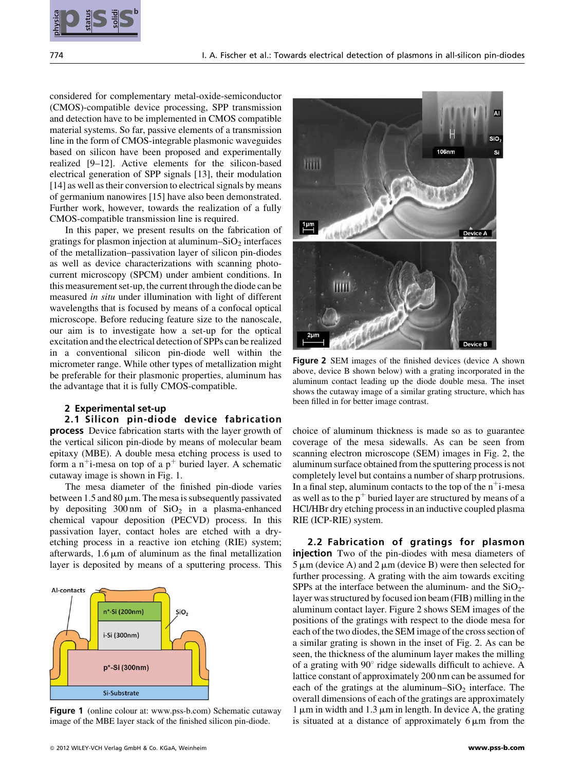considered for complementary metal-oxide-semiconductor (CMOS)-compatible device processing, SPP transmission and detection have to be implemented in CMOS compatible material systems. So far, passive elements of a transmission line in the form of CMOS-integrable plasmonic waveguides based on silicon have been proposed and experimentally realized [9–12]. Active elements for the silicon-based electrical generation of SPP signals [13], their modulation [14] as well as their conversion to electrical signals by means of germanium nanowires [15] have also been demonstrated. Further work, however, towards the realization of a fully CMOS-compatible transmission line is required.

In this paper, we present results on the fabrication of gratings for plasmon injection at aluminum–$SiO_2$ interfaces of the metallization–passivation layer of silicon pin-diodes as well as device characterizations with scanning photocurrent microscopy (SPCM) under ambient conditions. In this measurement set-up, the current through the diode can be measured *in situ* under illumination with light of different wavelengths that is focused by means of a confocal optical microscope. Before reducing feature size to the nanoscale, our aim is to investigate how a set-up for the optical excitation and the electrical detection of SPPs can be realized in a conventional silicon pin-diode well within the micrometer range. While other types of metallization might be preferable for their plasmonic properties, aluminum has the advantage that it is fully CMOS-compatible.

## 2 Experimental set-up

**2.1 Silicon pin-diode device fabrication process** Device fabrication starts with the layer growth of the vertical silicon pin-diode by means of molecular beam epitaxy (MBE). A double mesa etching process is used to form a $n^+$i-mesa on top of a $p^+$ buried layer. A schematic cutaway image is shown in Fig. 1.

The mesa diameter of the finished pin-diode varies between 1.5 and 80 μm. The mesa is subsequently passivated by depositing 300 nm of $SiO_2$ in a plasma-enhanced chemical vapour deposition (PECVD) process. In this passivation layer, contact holes are etched with a dry-etching process in a reactive ion etching (RIE) system; afterwards, 1.6 μm of aluminum as the final metallization layer is deposited by means of a sputtering process. This choice of aluminum thickness is made so as to guarantee coverage of the mesa sidewalls. As can be seen from scanning electron microscope (SEM) images in Fig. 2, the aluminum surface obtained from the sputtering process is not completely level but contains a number of sharp protrusions. In a final step, aluminum contacts to the top of the $n^+$i-mesa as well as to the $p^+$ buried layer are structured by means of a HCl/HBr dry etching process in an inductive coupled plasma RIE (ICP-RIE) system.

**Figure 1** (online colour at: www.pss-b.com) Schematic cutaway image of the MBE layer stack of the finished silicon pin-diode.

**Figure 2** SEM images of the finished devices (device A shown above, device B shown below) with a grating incorporated in the aluminum contact leading up the diode double mesa. The inset shows the cutaway image of a similar grating structure, which has been filled in for better image contrast.

**2.2 Fabrication of gratings for plasmon injection** Two of the pin-diodes with mesa diameters of 5 μm (device A) and 2 μm (device B) were then selected for further processing. A grating with the aim towards exciting SPPs at the interface between the aluminum- and the $SiO_2$-layer was structured by focused ion beam (FIB) milling in the aluminum contact layer. Figure 2 shows SEM images of the positions of the gratings with respect to the diode mesa for each of the two diodes, the SEM image of the cross section of a similar grating is shown in the inset of Fig. 2. As can be seen, the thickness of the aluminum layer makes the milling of a grating with 90° ridge sidewalls difficult to achieve. A lattice constant of approximately 200 nm can be assumed for each of the gratings at the aluminum–$SiO_2$ interface. The overall dimensions of each of the gratings are approximately 1 μm in width and 1.3 μm in length. In device A, the grating is situated at a distance of approximately 6 μm from the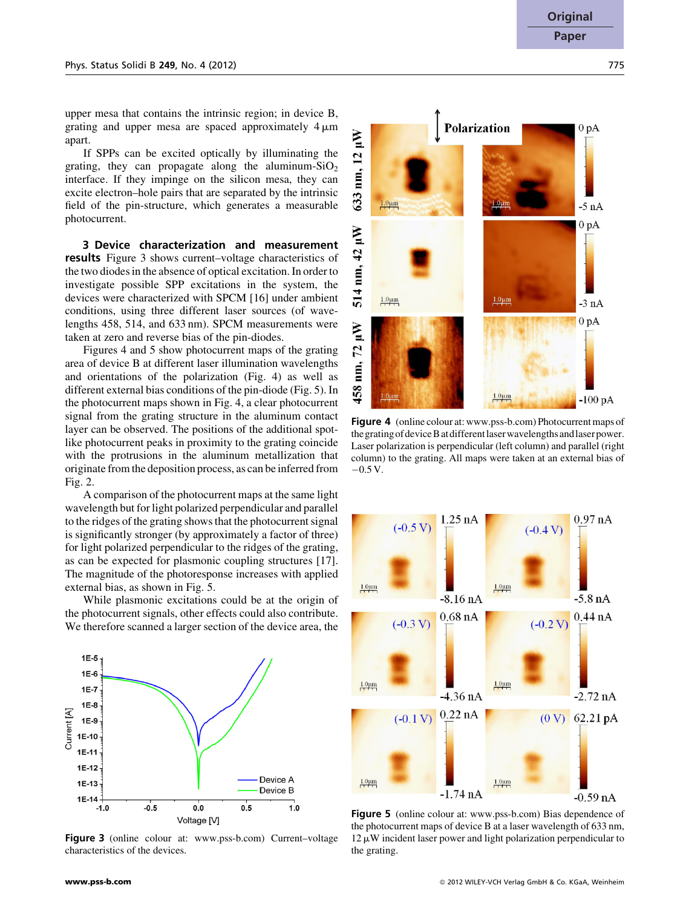upper mesa that contains the intrinsic region; in device B, grating and upper mesa are spaced approximately 4 μm apart.

If SPPs can be excited optically by illuminating the grating, they can propagate along the aluminum-$SiO_2$ interface. If they impinge on the silicon mesa, they can excite electron–hole pairs that are separated by the intrinsic field of the pin-structure, which generates a measurable photocurrent.

## 3 Device characterization and measurement results

Figure 3 shows current–voltage characteristics of the two diodes in the absence of optical excitation. In order to investigate possible SPP excitations in the system, the devices were characterized with SPCM [16] under ambient conditions, using three different laser sources (of wavelengths 458, 514, and 633 nm). SPCM measurements were taken at zero and reverse bias of the pin-diodes.

Figures 4 and 5 show photocurrent maps of the grating area of device B at different laser illumination wavelengths and orientations of the polarization (Fig. 4) as well as different external bias conditions of the pin-diode (Fig. 5). In the photocurrent maps shown in Fig. 4, a clear photocurrent signal from the grating structure in the aluminum contact layer can be observed. The positions of the additional spot-like photocurrent peaks in proximity to the grating coincide with the protrusions in the aluminum metallization that originate from the deposition process, as can be inferred from Fig. 2.

A comparison of the photocurrent maps at the same light wavelength but for light polarized perpendicular and parallel to the ridges of the grating shows that the photocurrent signal is significantly stronger (by approximately a factor of three) for light polarized perpendicular to the ridges of the grating, as can be expected for plasmonic coupling structures [17]. The magnitude of the photoresponse increases with applied external bias, as shown in Fig. 5.

While plasmonic excitations could be at the origin of the photocurrent signals, other effects could also contribute. We therefore scanned a larger section of the device area, the

**Figure 3** (online colour at: www.pss-b.com) Current–voltage characteristics of the devices.

**Figure 4** (online colour at: www.pss-b.com) Photocurrent maps of the grating of device B at different laser wavelengths and laser power. Laser polarization is perpendicular (left column) and parallel (right column) to the grating. All maps were taken at an external bias of −0.5 V.

**Figure 5** (online colour at: www.pss-b.com) Bias dependence of the photocurrent maps of device B at a laser wavelength of 633 nm, 12 μW incident laser power and light polarization perpendicular to the grating.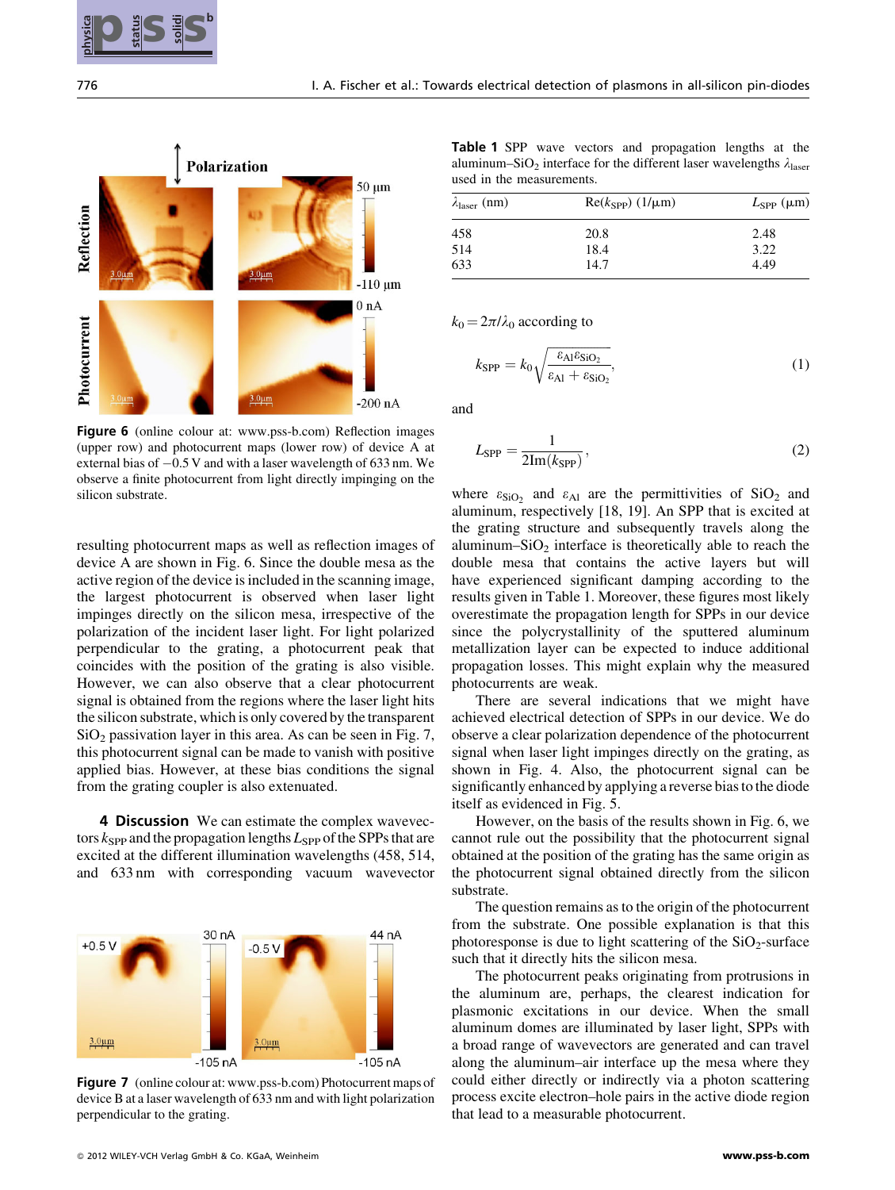Figure 6 (online colour at: www.pss-b.com) Reflection images (upper row) and photocurrent maps (lower row) of device A at external bias of −0.5 V and with a laser wavelength of 633 nm. We observe a finite photocurrent from light directly impinging on the silicon substrate.

resulting photocurrent maps as well as reflection images of device A are shown in Fig. 6. Since the double mesa as the active region of the device is included in the scanning image, the largest photocurrent is observed when laser light impinges directly on the silicon mesa, irrespective of the polarization of the incident laser light. For light polarized perpendicular to the grating, a photocurrent peak that coincides with the position of the grating is also visible. However, we can also observe that a clear photocurrent signal is obtained from the regions where the laser light hits the silicon substrate, which is only covered by the transparent $SiO_2$ passivation layer in this area. As can be seen in Fig. 7, this photocurrent signal can be made to vanish with positive applied bias. However, at these bias conditions the signal from the grating coupler is also extenuated.

## 4 Discussion

We can estimate the complex wavevectors $k_{SPP}$ and the propagation lengths $L_{SPP}$ of the SPPs that are excited at the different illumination wavelengths (458, 514, and 633 nm with corresponding vacuum wavevector

Figure 7 (online colour at: www.pss-b.com) Photocurrent maps of device B at a laser wavelength of 633 nm and with light polarization perpendicular to the grating.

**Table 1** SPP wave vectors and propagation lengths at the aluminum–$SiO_2$ interface for the different laser wavelengths $\lambda_{laser}$ used in the measurements.

| $\lambda_{laser}$ (nm) | Re($k_{SPP}$) (1/μm) | $L_{SPP}$ (μm) |
|---|---|---|
| 458 | 20.8 | 2.48 |
| 514 | 18.4 | 3.22 |
| 633 | 14.7 | 4.49 |

$k_0 = 2\pi/\lambda_0$ according to

$$k_{SPP} = k_0\sqrt{\frac{\varepsilon_{Al}\varepsilon_{SiO_2}}{\varepsilon_{Al}+\varepsilon_{SiO_2}}}, \tag{1}$$

and

$$L_{SPP} = \frac{1}{2\mathrm{Im}(k_{SPP})}, \tag{2}$$

where $\varepsilon_{SiO_2}$ and $\varepsilon_{Al}$ are the permittivities of $SiO_2$ and aluminum, respectively [18, 19]. An SPP that is excited at the grating structure and subsequently travels along the aluminum–$SiO_2$ interface is theoretically able to reach the double mesa that contains the active layers but will have experienced significant damping according to the results given in Table 1. Moreover, these figures most likely overestimate the propagation length for SPPs in our device since the polycrystallinity of the sputtered aluminum metallization layer can be expected to induce additional propagation losses. This might explain why the measured photocurrents are weak.

There are several indications that we might have achieved electrical detection of SPPs in our device. We do observe a clear polarization dependence of the photocurrent signal when laser light impinges directly on the grating, as shown in Fig. 4. Also, the photocurrent signal can be significantly enhanced by applying a reverse bias to the diode itself as evidenced in Fig. 5.

However, on the basis of the results shown in Fig. 6, we cannot rule out the possibility that the photocurrent signal obtained at the position of the grating has the same origin as the photocurrent signal obtained directly from the silicon substrate.

The question remains as to the origin of the photocurrent from the substrate. One possible explanation is that this photoresponse is due to light scattering of the $SiO_2$-surface such that it directly hits the silicon mesa.

The photocurrent peaks originating from protrusions in the aluminum are, perhaps, the clearest indication for plasmonic excitations in our device. When the small aluminum domes are illuminated by laser light, SPPs with a broad range of wavevectors are generated and can travel along the aluminum–air interface up the mesa where they could either directly or indirectly via a photon scattering process excite electron–hole pairs in the active diode region that lead to a measurable photocurrent.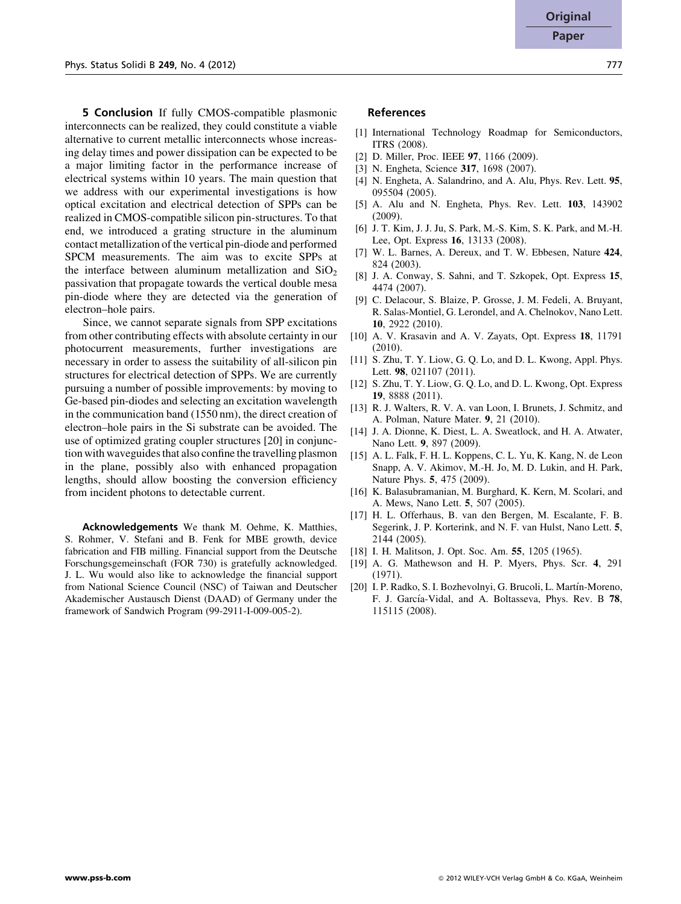**5 Conclusion** If fully CMOS-compatible plasmonic interconnects can be realized, they could constitute a viable alternative to current metallic interconnects whose increasing delay times and power dissipation can be expected to be a major limiting factor in the performance increase of electrical systems within 10 years. The main question that we address with our experimental investigations is how optical excitation and electrical detection of SPPs can be realized in CMOS-compatible silicon pin-structures. To that end, we introduced a grating structure in the aluminum contact metallization of the vertical pin-diode and performed SPCM measurements. The aim was to excite SPPs at the interface between aluminum metallization and $SiO_2$ passivation that propagate towards the vertical double mesa pin-diode where they are detected via the generation of electron–hole pairs.

Since, we cannot separate signals from SPP excitations from other contributing effects with absolute certainty in our photocurrent measurements, further investigations are necessary in order to assess the suitability of all-silicon pin structures for electrical detection of SPPs. We are currently pursuing a number of possible improvements: by moving to Ge-based pin-diodes and selecting an excitation wavelength in the communication band (1550 nm), the direct creation of electron–hole pairs in the Si substrate can be avoided. The use of optimized grating coupler structures [20] in conjunction with waveguides that also confine the travelling plasmon in the plane, possibly also with enhanced propagation lengths, should allow boosting the conversion efficiency from incident photons to detectable current.

**Acknowledgements** We thank M. Oehme, K. Matthies, S. Rohmer, V. Stefani and B. Fenk for MBE growth, device fabrication and FIB milling. Financial support from the Deutsche Forschungsgemeinschaft (FOR 730) is gratefully acknowledged. J. L. Wu would also like to acknowledge the financial support from National Science Council (NSC) of Taiwan and Deutscher Akademischer Austausch Dienst (DAAD) of Germany under the framework of Sandwich Program (99-2911-I-009-005-2).

## References

[1] International Technology Roadmap for Semiconductors, ITRS (2008).
[2] D. Miller, Proc. IEEE **97**, 1166 (2009).
[3] N. Engheta, Science **317**, 1698 (2007).
[4] N. Engheta, A. Salandrino, and A. Alu, Phys. Rev. Lett. **95**, 095504 (2005).
[5] A. Alu and N. Engheta, Phys. Rev. Lett. **103**, 143902 (2009).
[6] J. T. Kim, J. J. Ju, S. Park, M.-S. Kim, S. K. Park, and M.-H. Lee, Opt. Express **16**, 13133 (2008).
[7] W. L. Barnes, A. Dereux, and T. W. Ebbesen, Nature **424**, 824 (2003).
[8] J. A. Conway, S. Sahni, and T. Szkopek, Opt. Express **15**, 4474 (2007).
[9] C. Delacour, S. Blaize, P. Grosse, J. M. Fedeli, A. Bruyant, R. Salas-Montiel, G. Lerondel, and A. Chelnokov, Nano Lett. **10**, 2922 (2010).
[10] A. V. Krasavin and A. V. Zayats, Opt. Express **18**, 11791 (2010).
[11] S. Zhu, T. Y. Liow, G. Q. Lo, and D. L. Kwong, Appl. Phys. Lett. **98**, 021107 (2011).
[12] S. Zhu, T. Y. Liow, G. Q. Lo, and D. L. Kwong, Opt. Express **19**, 8888 (2011).
[13] R. J. Walters, R. V. A. van Loon, I. Brunets, J. Schmitz, and A. Polman, Nature Mater. **9**, 21 (2010).
[14] J. A. Dionne, K. Diest, L. A. Sweatlock, and H. A. Atwater, Nano Lett. **9**, 897 (2009).
[15] A. L. Falk, F. H. L. Koppens, C. L. Yu, K. Kang, N. de Leon Snapp, A. V. Akimov, M.-H. Jo, M. D. Lukin, and H. Park, Nature Phys. **5**, 475 (2009).
[16] K. Balasubramanian, M. Burghard, K. Kern, M. Scolari, and A. Mews, Nano Lett. **5**, 507 (2005).
[17] H. L. Offerhaus, B. van den Bergen, M. Escalante, F. B. Segerink, J. P. Korterink, and N. F. van Hulst, Nano Lett. **5**, 2144 (2005).
[18] I. H. Malitson, J. Opt. Soc. Am. **55**, 1205 (1965).
[19] A. G. Mathewson and H. P. Myers, Phys. Scr. **4**, 291 (1971).
[20] I. P. Radko, S. I. Bozhevolnyi, G. Brucoli, L. Martín-Moreno, F. J. García-Vidal, and A. Boltasseva, Phys. Rev. B **78**, 115115 (2008).